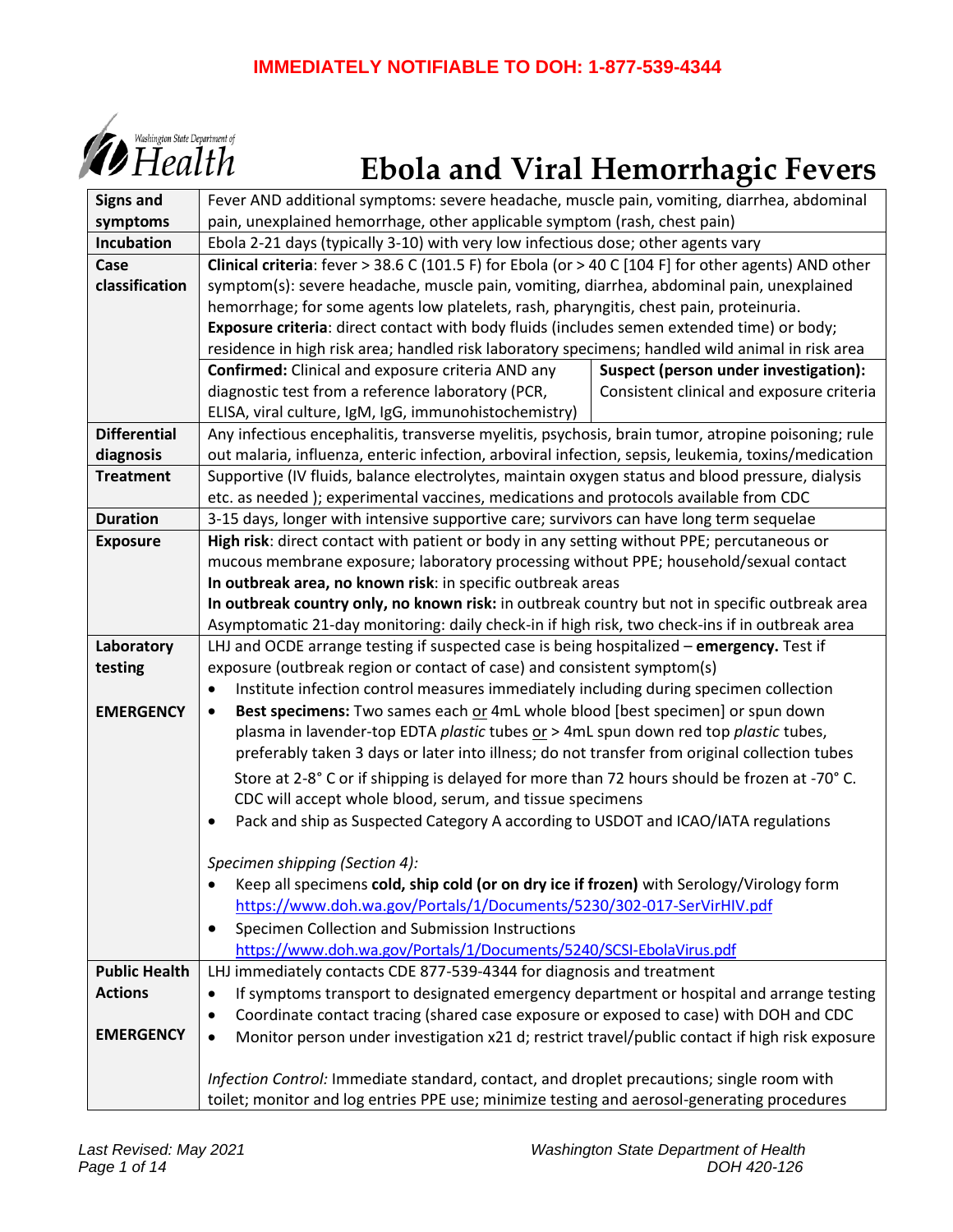**IMMEDIATELY NOTIFIABLE TO DOH: 1-877-539-4344**

Washington State Department of Health

# Ebola and Viral Hemorrhagic Fevers

| | |
|---|---|
| **Signs and symptoms** | Fever AND additional symptoms: severe headache, muscle pain, vomiting, diarrhea, abdominal pain, unexplained hemorrhage, other applicable symptom (rash, chest pain) |
| **Incubation** | Ebola 2-21 days (typically 3-10) with very low infectious dose; other agents vary |
| **Case classification** | **Clinical criteria**: fever > 38.6 C (101.5 F) for Ebola (or > 40 C [104 F] for other agents) AND other symptom(s): severe headache, muscle pain, vomiting, diarrhea, abdominal pain, unexplained hemorrhage; for some agents low platelets, rash, pharyngitis, chest pain, proteinuria.<br>**Exposure criteria**: direct contact with body fluids (includes semen extended time) or body; residence in high risk area; handled risk laboratory specimens; handled wild animal in risk area<br>**Confirmed:** Clinical and exposure criteria AND any diagnostic test from a reference laboratory (PCR, ELISA, viral culture, IgM, IgG, immunohistochemistry)<br>**Suspect (person under investigation):** Consistent clinical and exposure criteria |
| **Differential diagnosis** | Any infectious encephalitis, transverse myelitis, psychosis, brain tumor, atropine poisoning; rule out malaria, influenza, enteric infection, arboviral infection, sepsis, leukemia, toxins/medication |
| **Treatment** | Supportive (IV fluids, balance electrolytes, maintain oxygen status and blood pressure, dialysis etc. as needed ); experimental vaccines, medications and protocols available from CDC |
| **Duration** | 3-15 days, longer with intensive supportive care; survivors can have long term sequelae |
| **Exposure** | **High risk**: direct contact with patient or body in any setting without PPE; percutaneous or mucous membrane exposure; laboratory processing without PPE; household/sexual contact<br>**In outbreak area, no known risk**: in specific outbreak areas<br>**In outbreak country only, no known risk:** in outbreak country but not in specific outbreak area<br>Asymptomatic 21-day monitoring: daily check-in if high risk, two check-ins if in outbreak area |
| **Laboratory testing**<br><br>**EMERGENCY** | LHJ and OCDE arrange testing if suspected case is being hospitalized – **emergency.** Test if exposure (outbreak region or contact of case) and consistent symptom(s)<br>• Institute infection control measures immediately including during specimen collection<br>• **Best specimens:** Two sames each or 4mL whole blood [best specimen] or spun down plasma in lavender-top EDTA *plastic* tubes or > 4mL spun down red top *plastic* tubes, preferably taken 3 days or later into illness; do not transfer from original collection tubes<br>Store at 2-8° C or if shipping is delayed for more than 72 hours should be frozen at -70° C. CDC will accept whole blood, serum, and tissue specimens<br>• Pack and ship as Suspected Category A according to USDOT and ICAO/IATA regulations<br><br>*Specimen shipping (Section 4):*<br>• Keep all specimens **cold, ship cold (or on dry ice if frozen)** with Serology/Virology form https://www.doh.wa.gov/Portals/1/Documents/5230/302-017-SerVirHIV.pdf<br>• Specimen Collection and Submission Instructions https://www.doh.wa.gov/Portals/1/Documents/5240/SCSI-EbolaVirus.pdf |
| **Public Health Actions**<br><br>**EMERGENCY** | LHJ immediately contacts CDE 877-539-4344 for diagnosis and treatment<br>• If symptoms transport to designated emergency department or hospital and arrange testing<br>• Coordinate contact tracing (shared case exposure or exposed to case) with DOH and CDC<br>• Monitor person under investigation x21 d; restrict travel/public contact if high risk exposure<br><br>*Infection Control:* Immediate standard, contact, and droplet precautions; single room with toilet; monitor and log entries PPE use; minimize testing and aerosol-generating procedures |

*Last Revised: May 2021*

*Washington State Department of Health*
*DOH 420-126*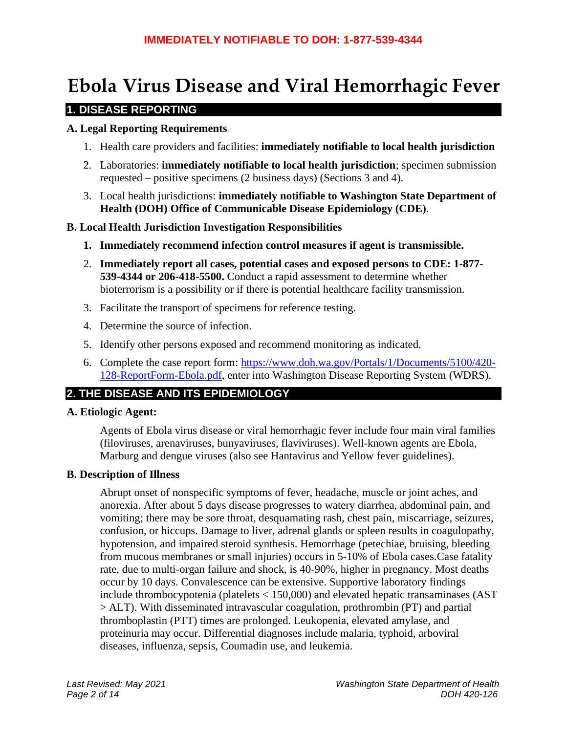**IMMEDIATELY NOTIFIABLE TO DOH: 1-877-539-4344**

# Ebola Virus Disease and Viral Hemorrhagic Fever

## 1. DISEASE REPORTING

### A. Legal Reporting Requirements

1. Health care providers and facilities: **immediately notifiable to local health jurisdiction**
2. Laboratories: **immediately notifiable to local health jurisdiction**; specimen submission requested – positive specimens (2 business days) (Sections 3 and 4).
3. Local health jurisdictions: **immediately notifiable to Washington State Department of Health (DOH) Office of Communicable Disease Epidemiology (CDE)**.

### B. Local Health Jurisdiction Investigation Responsibilities

1. **Immediately recommend infection control measures if agent is transmissible.**
2. **Immediately report all cases, potential cases and exposed persons to CDE: 1-877-539-4344 or 206-418-5500.** Conduct a rapid assessment to determine whether bioterrorism is a possibility or if there is potential healthcare facility transmission.
3. Facilitate the transport of specimens for reference testing.
4. Determine the source of infection.
5. Identify other persons exposed and recommend monitoring as indicated.
6. Complete the case report form: [https://www.doh.wa.gov/Portals/1/Documents/5100/420-128-ReportForm-Ebola.pdf](https://www.doh.wa.gov/Portals/1/Documents/5100/420-128-ReportForm-Ebola.pdf), enter into Washington Disease Reporting System (WDRS).

## 2. THE DISEASE AND ITS EPIDEMIOLOGY

### A. Etiologic Agent:

Agents of Ebola virus disease or viral hemorrhagic fever include four main viral families (filoviruses, arenaviruses, bunyaviruses, flaviviruses). Well-known agents are Ebola, Marburg and dengue viruses (also see Hantavirus and Yellow fever guidelines).

### B. Description of Illness

Abrupt onset of nonspecific symptoms of fever, headache, muscle or joint aches, and anorexia. After about 5 days disease progresses to watery diarrhea, abdominal pain, and vomiting; there may be sore throat, desquamating rash, chest pain, miscarriage, seizures, confusion, or hiccups. Damage to liver, adrenal glands or spleen results in coagulopathy, hypotension, and impaired steroid synthesis. Hemorrhage (petechiae, bruising, bleeding from mucous membranes or small injuries) occurs in 5-10% of Ebola cases.Case fatality rate, due to multi-organ failure and shock, is 40-90%, higher in pregnancy. Most deaths occur by 10 days. Convalescence can be extensive. Supportive laboratory findings include thrombocypotenia (platelets < 150,000) and elevated hepatic transaminases (AST > ALT). With disseminated intravascular coagulation, prothrombin (PT) and partial thromboplastin (PTT) times are prolonged. Leukopenia, elevated amylase, and proteinuria may occur. Differential diagnoses include malaria, typhoid, arboviral diseases, influenza, sepsis, Coumadin use, and leukemia.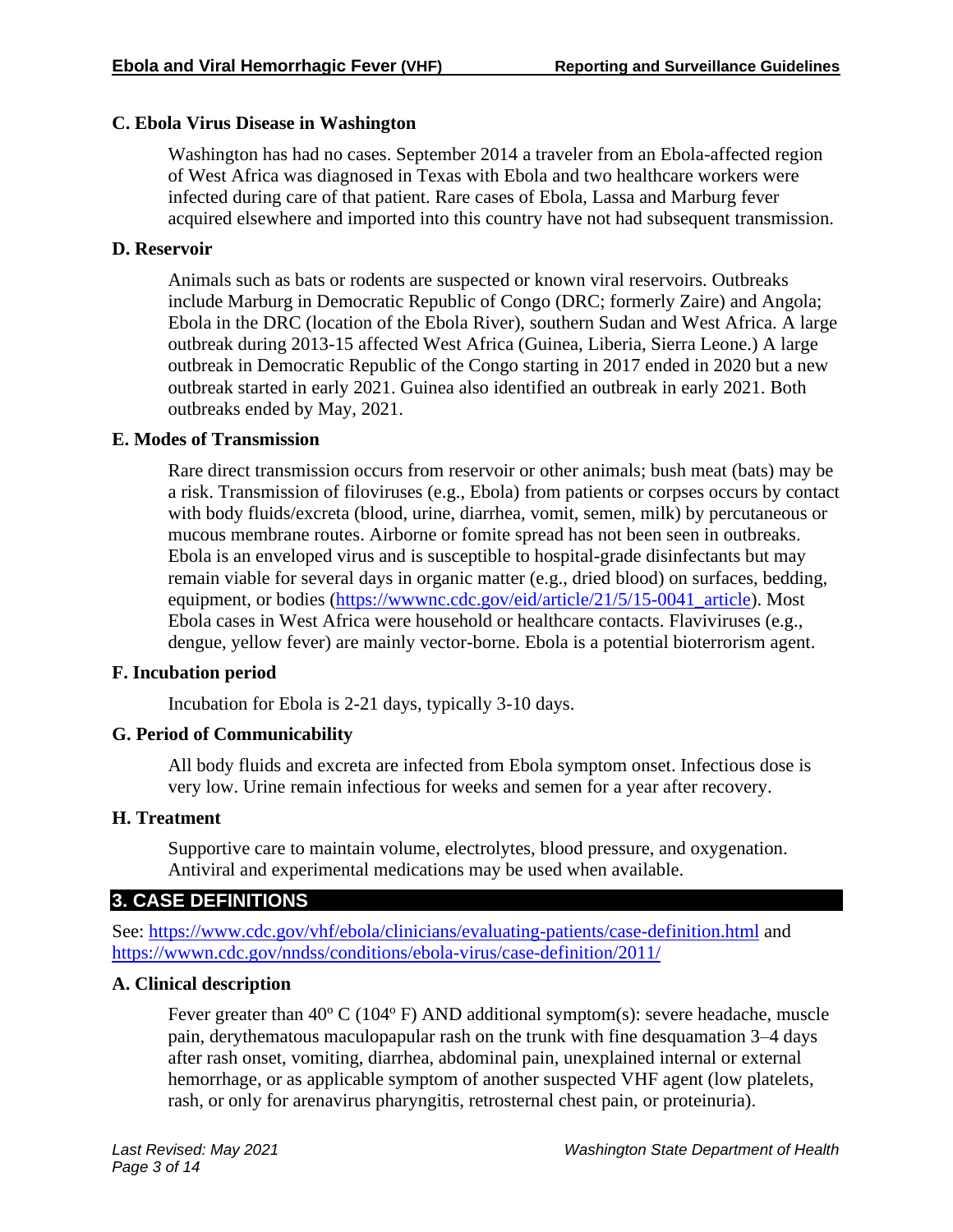### C. Ebola Virus Disease in Washington

Washington has had no cases. September 2014 a traveler from an Ebola-affected region of West Africa was diagnosed in Texas with Ebola and two healthcare workers were infected during care of that patient. Rare cases of Ebola, Lassa and Marburg fever acquired elsewhere and imported into this country have not had subsequent transmission.

### D. Reservoir

Animals such as bats or rodents are suspected or known viral reservoirs. Outbreaks include Marburg in Democratic Republic of Congo (DRC; formerly Zaire) and Angola; Ebola in the DRC (location of the Ebola River), southern Sudan and West Africa. A large outbreak during 2013-15 affected West Africa (Guinea, Liberia, Sierra Leone.) A large outbreak in Democratic Republic of the Congo starting in 2017 ended in 2020 but a new outbreak started in early 2021. Guinea also identified an outbreak in early 2021. Both outbreaks ended by May, 2021.

### E. Modes of Transmission

Rare direct transmission occurs from reservoir or other animals; bush meat (bats) may be a risk. Transmission of filoviruses (e.g., Ebola) from patients or corpses occurs by contact with body fluids/excreta (blood, urine, diarrhea, vomit, semen, milk) by percutaneous or mucous membrane routes. Airborne or fomite spread has not been seen in outbreaks. Ebola is an enveloped virus and is susceptible to hospital-grade disinfectants but may remain viable for several days in organic matter (e.g., dried blood) on surfaces, bedding, equipment, or bodies (https://wwwnc.cdc.gov/eid/article/21/5/15-0041_article). Most Ebola cases in West Africa were household or healthcare contacts. Flaviviruses (e.g., dengue, yellow fever) are mainly vector-borne. Ebola is a potential bioterrorism agent.

### F. Incubation period

Incubation for Ebola is 2-21 days, typically 3-10 days.

### G. Period of Communicability

All body fluids and excreta are infected from Ebola symptom onset. Infectious dose is very low. Urine remain infectious for weeks and semen for a year after recovery.

### H. Treatment

Supportive care to maintain volume, electrolytes, blood pressure, and oxygenation. Antiviral and experimental medications may be used when available.

## 3. CASE DEFINITIONS

See: https://www.cdc.gov/vhf/ebola/clinicians/evaluating-patients/case-definition.html and https://wwwn.cdc.gov/nndss/conditions/ebola-virus/case-definition/2011/

### A. Clinical description

Fever greater than 40º C (104º F) AND additional symptom(s): severe headache, muscle pain, derythematous maculopapular rash on the trunk with fine desquamation 3–4 days after rash onset, vomiting, diarrhea, abdominal pain, unexplained internal or external hemorrhage, or as applicable symptom of another suspected VHF agent (low platelets, rash, or only for arenavirus pharyngitis, retrosternal chest pain, or proteinuria).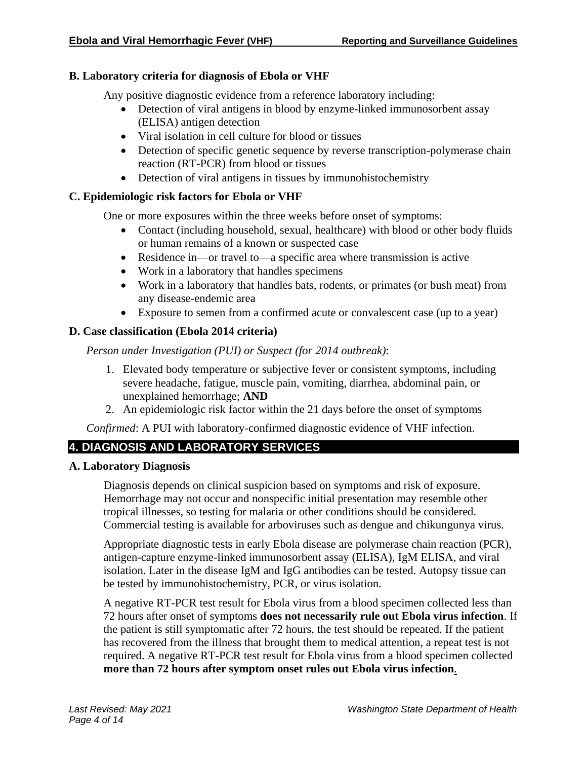### B. Laboratory criteria for diagnosis of Ebola or VHF

Any positive diagnostic evidence from a reference laboratory including:

- Detection of viral antigens in blood by enzyme-linked immunosorbent assay (ELISA) antigen detection
- Viral isolation in cell culture for blood or tissues
- Detection of specific genetic sequence by reverse transcription-polymerase chain reaction (RT-PCR) from blood or tissues
- Detection of viral antigens in tissues by immunohistochemistry

### C. Epidemiologic risk factors for Ebola or VHF

One or more exposures within the three weeks before onset of symptoms:

- Contact (including household, sexual, healthcare) with blood or other body fluids or human remains of a known or suspected case
- Residence in—or travel to—a specific area where transmission is active
- Work in a laboratory that handles specimens
- Work in a laboratory that handles bats, rodents, or primates (or bush meat) from any disease-endemic area
- Exposure to semen from a confirmed acute or convalescent case (up to a year)

### D. Case classification (Ebola 2014 criteria)

*Person under Investigation (PUI) or Suspect (for 2014 outbreak)*:

1. Elevated body temperature or subjective fever or consistent symptoms, including severe headache, fatigue, muscle pain, vomiting, diarrhea, abdominal pain, or unexplained hemorrhage; **AND**
2. An epidemiologic risk factor within the 21 days before the onset of symptoms

*Confirmed*: A PUI with laboratory-confirmed diagnostic evidence of VHF infection.

## 4. DIAGNOSIS AND LABORATORY SERVICES

### A. Laboratory Diagnosis

Diagnosis depends on clinical suspicion based on symptoms and risk of exposure. Hemorrhage may not occur and nonspecific initial presentation may resemble other tropical illnesses, so testing for malaria or other conditions should be considered. Commercial testing is available for arboviruses such as dengue and chikungunya virus.

Appropriate diagnostic tests in early Ebola disease are polymerase chain reaction (PCR), antigen-capture enzyme-linked immunosorbent assay (ELISA), IgM ELISA, and viral isolation. Later in the disease IgM and IgG antibodies can be tested. Autopsy tissue can be tested by immunohistochemistry, PCR, or virus isolation.

A negative RT-PCR test result for Ebola virus from a blood specimen collected less than 72 hours after onset of symptoms **does not necessarily rule out Ebola virus infection**. If the patient is still symptomatic after 72 hours, the test should be repeated. If the patient has recovered from the illness that brought them to medical attention, a repeat test is not required. A negative RT-PCR test result for Ebola virus from a blood specimen collected **more than 72 hours after symptom onset rules out Ebola virus infection**.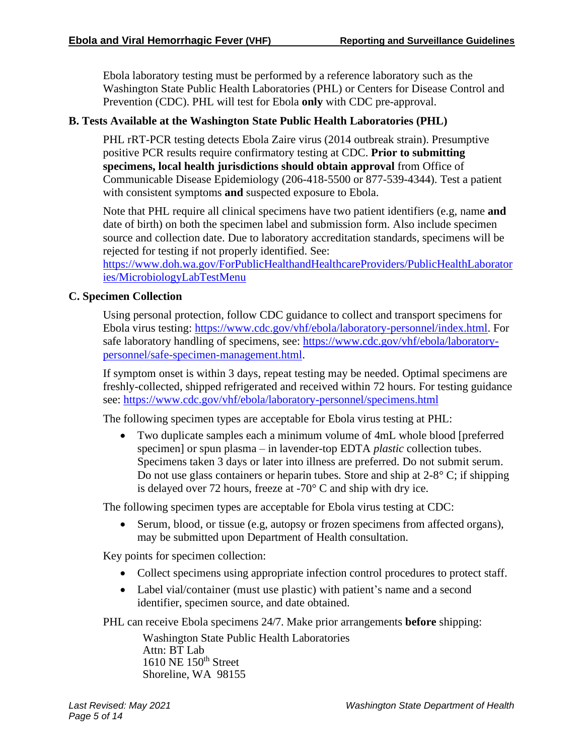Ebola laboratory testing must be performed by a reference laboratory such as the Washington State Public Health Laboratories (PHL) or Centers for Disease Control and Prevention (CDC). PHL will test for Ebola **only** with CDC pre-approval.

### B. Tests Available at the Washington State Public Health Laboratories (PHL)

PHL rRT-PCR testing detects Ebola Zaire virus (2014 outbreak strain). Presumptive positive PCR results require confirmatory testing at CDC. **Prior to submitting specimens, local health jurisdictions should obtain approval** from Office of Communicable Disease Epidemiology (206-418-5500 or 877-539-4344). Test a patient with consistent symptoms **and** suspected exposure to Ebola.

Note that PHL require all clinical specimens have two patient identifiers (e.g, name **and** date of birth) on both the specimen label and submission form. Also include specimen source and collection date. Due to laboratory accreditation standards, specimens will be rejected for testing if not properly identified. See: https://www.doh.wa.gov/ForPublicHealthandHealthcareProviders/PublicHealthLaboratories/MicrobiologyLabTestMenu

### C. Specimen Collection

Using personal protection, follow CDC guidance to collect and transport specimens for Ebola virus testing: https://www.cdc.gov/vhf/ebola/laboratory-personnel/index.html. For safe laboratory handling of specimens, see: https://www.cdc.gov/vhf/ebola/laboratory-personnel/safe-specimen-management.html.

If symptom onset is within 3 days, repeat testing may be needed. Optimal specimens are freshly-collected, shipped refrigerated and received within 72 hours. For testing guidance see: https://www.cdc.gov/vhf/ebola/laboratory-personnel/specimens.html

The following specimen types are acceptable for Ebola virus testing at PHL:

- Two duplicate samples each a minimum volume of 4mL whole blood [preferred specimen] or spun plasma – in lavender-top EDTA *plastic* collection tubes. Specimens taken 3 days or later into illness are preferred. Do not submit serum. Do not use glass containers or heparin tubes. Store and ship at 2-8° C; if shipping is delayed over 72 hours, freeze at -70° C and ship with dry ice.

The following specimen types are acceptable for Ebola virus testing at CDC:

- Serum, blood, or tissue (e.g, autopsy or frozen specimens from affected organs), may be submitted upon Department of Health consultation.

Key points for specimen collection:

- Collect specimens using appropriate infection control procedures to protect staff.
- Label vial/container (must use plastic) with patient's name and a second identifier, specimen source, and date obtained.

PHL can receive Ebola specimens 24/7. Make prior arrangements **before** shipping:

Washington State Public Health Laboratories
Attn: BT Lab
1610 NE 150th Street
Shoreline, WA 98155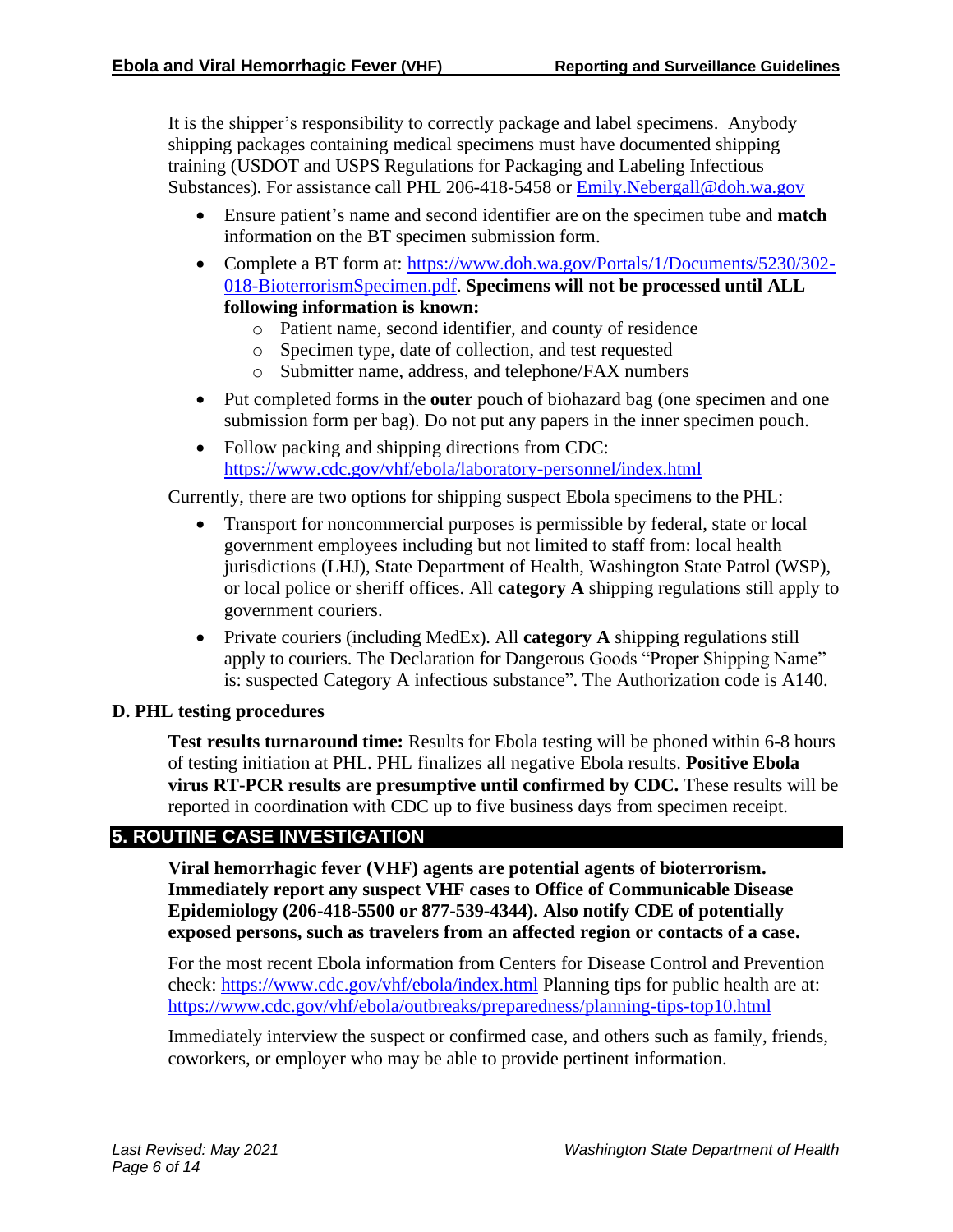It is the shipper's responsibility to correctly package and label specimens. Anybody shipping packages containing medical specimens must have documented shipping training (USDOT and USPS Regulations for Packaging and Labeling Infectious Substances). For assistance call PHL 206-418-5458 or [Emily.Nebergall@doh.wa.gov](mailto:Emily.Nebergall@doh.wa.gov)

- Ensure patient's name and second identifier are on the specimen tube and **match** information on the BT specimen submission form.
- Complete a BT form at: [https://www.doh.wa.gov/Portals/1/Documents/5230/302-018-BioterrorismSpecimen.pdf](https://www.doh.wa.gov/Portals/1/Documents/5230/302-018-BioterrorismSpecimen.pdf). **Specimens will not be processed until ALL following information is known:**
    - Patient name, second identifier, and county of residence
    - Specimen type, date of collection, and test requested
    - Submitter name, address, and telephone/FAX numbers
- Put completed forms in the **outer** pouch of biohazard bag (one specimen and one submission form per bag). Do not put any papers in the inner specimen pouch.
- Follow packing and shipping directions from CDC: [https://www.cdc.gov/vhf/ebola/laboratory-personnel/index.html](https://www.cdc.gov/vhf/ebola/laboratory-personnel/index.html)

Currently, there are two options for shipping suspect Ebola specimens to the PHL:

- Transport for noncommercial purposes is permissible by federal, state or local government employees including but not limited to staff from: local health jurisdictions (LHJ), State Department of Health, Washington State Patrol (WSP), or local police or sheriff offices. All **category A** shipping regulations still apply to government couriers.
- Private couriers (including MedEx). All **category A** shipping regulations still apply to couriers. The Declaration for Dangerous Goods "Proper Shipping Name" is: suspected Category A infectious substance". The Authorization code is A140.

### D. PHL testing procedures

**Test results turnaround time:** Results for Ebola testing will be phoned within 6-8 hours of testing initiation at PHL. PHL finalizes all negative Ebola results. **Positive Ebola virus RT-PCR results are presumptive until confirmed by CDC.** These results will be reported in coordination with CDC up to five business days from specimen receipt.

## 5. ROUTINE CASE INVESTIGATION

**Viral hemorrhagic fever (VHF) agents are potential agents of bioterrorism. Immediately report any suspect VHF cases to Office of Communicable Disease Epidemiology (206-418-5500 or 877-539-4344). Also notify CDE of potentially exposed persons, such as travelers from an affected region or contacts of a case.**

For the most recent Ebola information from Centers for Disease Control and Prevention check: [https://www.cdc.gov/vhf/ebola/index.html](https://www.cdc.gov/vhf/ebola/index.html) Planning tips for public health are at: [https://www.cdc.gov/vhf/ebola/outbreaks/preparedness/planning-tips-top10.html](https://www.cdc.gov/vhf/ebola/outbreaks/preparedness/planning-tips-top10.html)

Immediately interview the suspect or confirmed case, and others such as family, friends, coworkers, or employer who may be able to provide pertinent information.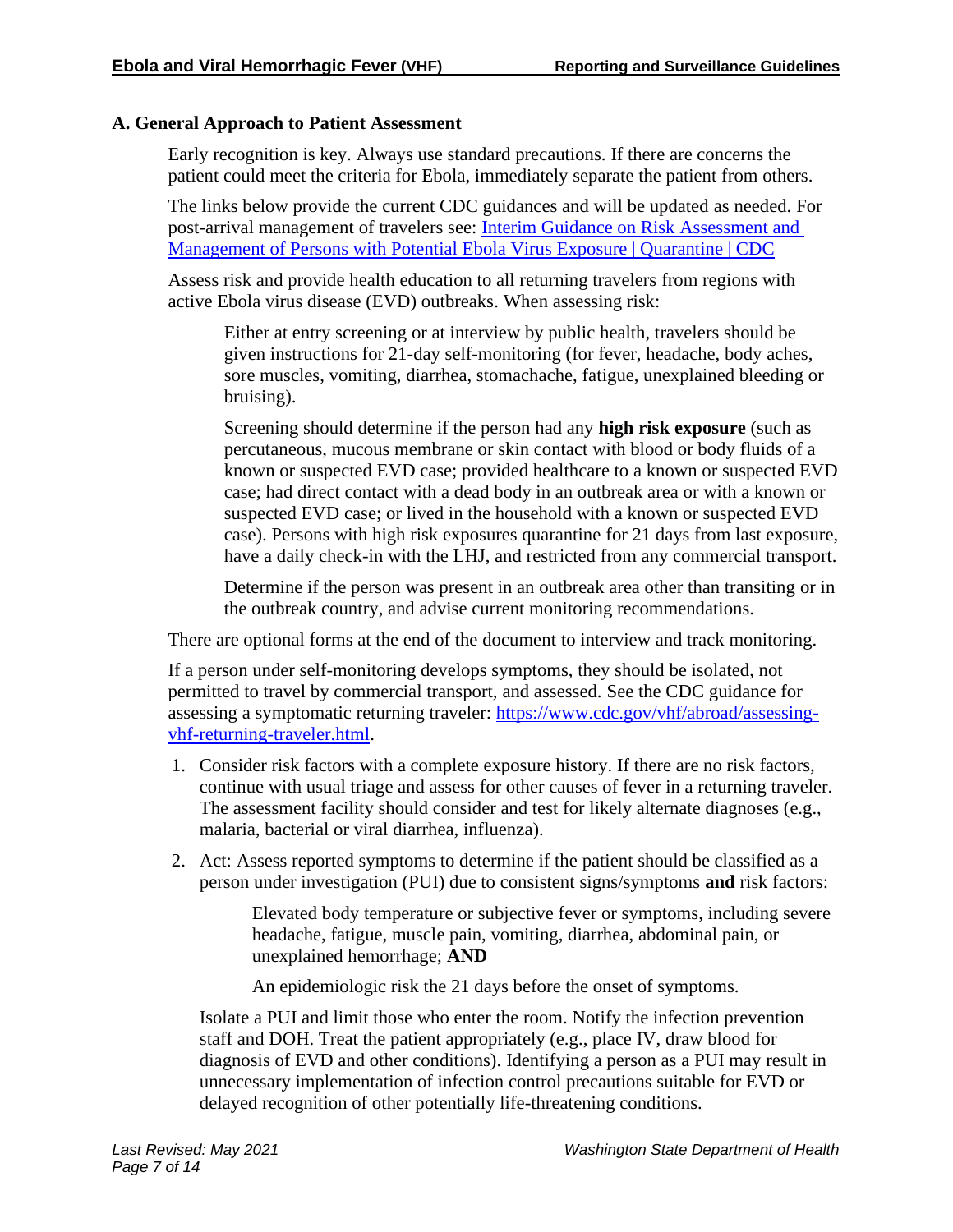### A. General Approach to Patient Assessment

Early recognition is key. Always use standard precautions. If there are concerns the patient could meet the criteria for Ebola, immediately separate the patient from others.

The links below provide the current CDC guidances and will be updated as needed. For post-arrival management of travelers see: [Interim Guidance on Risk Assessment and Management of Persons with Potential Ebola Virus Exposure | Quarantine | CDC]()

Assess risk and provide health education to all returning travelers from regions with active Ebola virus disease (EVD) outbreaks. When assessing risk:

> Either at entry screening or at interview by public health, travelers should be given instructions for 21-day self-monitoring (for fever, headache, body aches, sore muscles, vomiting, diarrhea, stomachache, fatigue, unexplained bleeding or bruising).
>
> Screening should determine if the person had any **high risk exposure** (such as percutaneous, mucous membrane or skin contact with blood or body fluids of a known or suspected EVD case; provided healthcare to a known or suspected EVD case; had direct contact with a dead body in an outbreak area or with a known or suspected EVD case; or lived in the household with a known or suspected EVD case). Persons with high risk exposures quarantine for 21 days from last exposure, have a daily check-in with the LHJ, and restricted from any commercial transport.
>
> Determine if the person was present in an outbreak area other than transiting or in the outbreak country, and advise current monitoring recommendations.

There are optional forms at the end of the document to interview and track monitoring.

If a person under self-monitoring develops symptoms, they should be isolated, not permitted to travel by commercial transport, and assessed. See the CDC guidance for assessing a symptomatic returning traveler: [https://www.cdc.gov/vhf/abroad/assessing-vhf-returning-traveler.html](https://www.cdc.gov/vhf/abroad/assessing-vhf-returning-traveler.html).

1. Consider risk factors with a complete exposure history. If there are no risk factors, continue with usual triage and assess for other causes of fever in a returning traveler. The assessment facility should consider and test for likely alternate diagnoses (e.g., malaria, bacterial or viral diarrhea, influenza).
2. Act: Assess reported symptoms to determine if the patient should be classified as a person under investigation (PUI) due to consistent signs/symptoms **and** risk factors:

   > Elevated body temperature or subjective fever or symptoms, including severe headache, fatigue, muscle pain, vomiting, diarrhea, abdominal pain, or unexplained hemorrhage; **AND**
   >
   > An epidemiologic risk the 21 days before the onset of symptoms.

   Isolate a PUI and limit those who enter the room. Notify the infection prevention staff and DOH. Treat the patient appropriately (e.g., place IV, draw blood for diagnosis of EVD and other conditions). Identifying a person as a PUI may result in unnecessary implementation of infection control precautions suitable for EVD or delayed recognition of other potentially life-threatening conditions.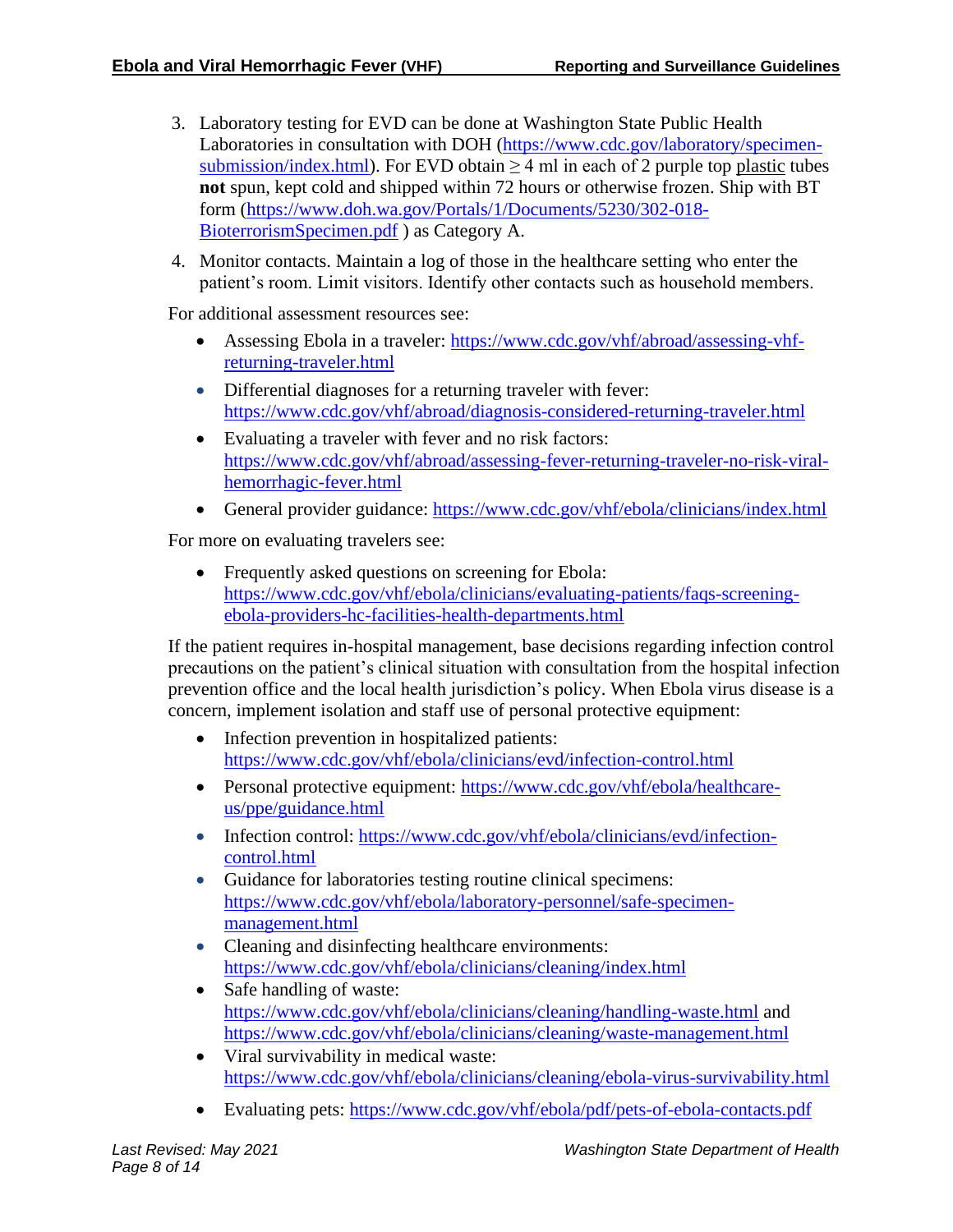3. Laboratory testing for EVD can be done at Washington State Public Health Laboratories in consultation with DOH (https://www.cdc.gov/laboratory/specimen-submission/index.html). For EVD obtain ≥ 4 ml in each of 2 purple top plastic tubes **not** spun, kept cold and shipped within 72 hours or otherwise frozen. Ship with BT form (https://www.doh.wa.gov/Portals/1/Documents/5230/302-018-BioterrorismSpecimen.pdf ) as Category A.
4. Monitor contacts. Maintain a log of those in the healthcare setting who enter the patient's room. Limit visitors. Identify other contacts such as household members.

For additional assessment resources see:

- Assessing Ebola in a traveler: https://www.cdc.gov/vhf/abroad/assessing-vhf-returning-traveler.html
- Differential diagnoses for a returning traveler with fever: https://www.cdc.gov/vhf/abroad/diagnosis-considered-returning-traveler.html
- Evaluating a traveler with fever and no risk factors: https://www.cdc.gov/vhf/abroad/assessing-fever-returning-traveler-no-risk-viral-hemorrhagic-fever.html
- General provider guidance: https://www.cdc.gov/vhf/ebola/clinicians/index.html

For more on evaluating travelers see:

- Frequently asked questions on screening for Ebola: https://www.cdc.gov/vhf/ebola/clinicians/evaluating-patients/faqs-screening-ebola-providers-hc-facilities-health-departments.html

If the patient requires in-hospital management, base decisions regarding infection control precautions on the patient's clinical situation with consultation from the hospital infection prevention office and the local health jurisdiction's policy. When Ebola virus disease is a concern, implement isolation and staff use of personal protective equipment:

- Infection prevention in hospitalized patients: https://www.cdc.gov/vhf/ebola/clinicians/evd/infection-control.html
- Personal protective equipment: https://www.cdc.gov/vhf/ebola/healthcare-us/ppe/guidance.html
- Infection control: https://www.cdc.gov/vhf/ebola/clinicians/evd/infection-control.html
- Guidance for laboratories testing routine clinical specimens: https://www.cdc.gov/vhf/ebola/laboratory-personnel/safe-specimen-management.html
- Cleaning and disinfecting healthcare environments: https://www.cdc.gov/vhf/ebola/clinicians/cleaning/index.html
- Safe handling of waste: https://www.cdc.gov/vhf/ebola/clinicians/cleaning/handling-waste.html and https://www.cdc.gov/vhf/ebola/clinicians/cleaning/waste-management.html
- Viral survivability in medical waste: https://www.cdc.gov/vhf/ebola/clinicians/cleaning/ebola-virus-survivability.html
- Evaluating pets: https://www.cdc.gov/vhf/ebola/pdf/pets-of-ebola-contacts.pdf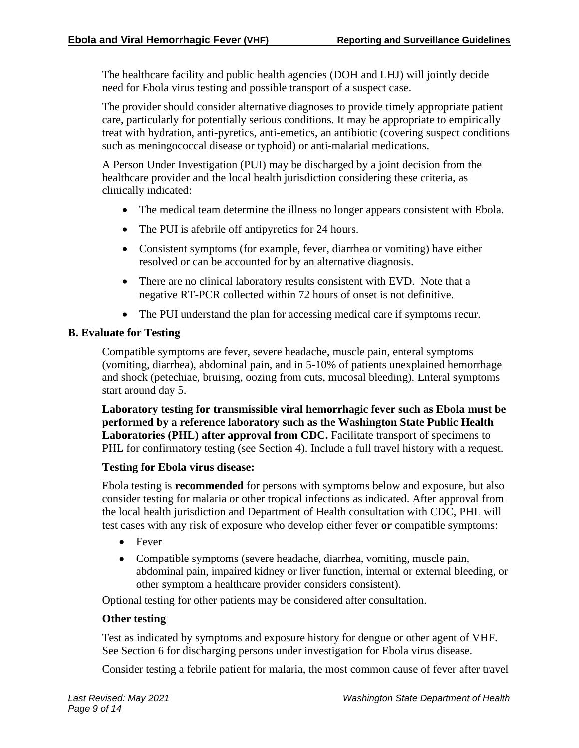The healthcare facility and public health agencies (DOH and LHJ) will jointly decide need for Ebola virus testing and possible transport of a suspect case.

The provider should consider alternative diagnoses to provide timely appropriate patient care, particularly for potentially serious conditions. It may be appropriate to empirically treat with hydration, anti-pyretics, anti-emetics, an antibiotic (covering suspect conditions such as meningococcal disease or typhoid) or anti-malarial medications.

A Person Under Investigation (PUI) may be discharged by a joint decision from the healthcare provider and the local health jurisdiction considering these criteria, as clinically indicated:

- The medical team determine the illness no longer appears consistent with Ebola.
- The PUI is afebrile off antipyretics for 24 hours.
- Consistent symptoms (for example, fever, diarrhea or vomiting) have either resolved or can be accounted for by an alternative diagnosis.
- There are no clinical laboratory results consistent with EVD. Note that a negative RT-PCR collected within 72 hours of onset is not definitive.
- The PUI understand the plan for accessing medical care if symptoms recur.

### B. Evaluate for Testing

Compatible symptoms are fever, severe headache, muscle pain, enteral symptoms (vomiting, diarrhea), abdominal pain, and in 5-10% of patients unexplained hemorrhage and shock (petechiae, bruising, oozing from cuts, mucosal bleeding). Enteral symptoms start around day 5.

**Laboratory testing for transmissible viral hemorrhagic fever such as Ebola must be performed by a reference laboratory such as the Washington State Public Health Laboratories (PHL) after approval from CDC.** Facilitate transport of specimens to PHL for confirmatory testing (see Section 4). Include a full travel history with a request.

**Testing for Ebola virus disease:**

Ebola testing is **recommended** for persons with symptoms below and exposure, but also consider testing for malaria or other tropical infections as indicated. After approval from the local health jurisdiction and Department of Health consultation with CDC, PHL will test cases with any risk of exposure who develop either fever **or** compatible symptoms:

- Fever
- Compatible symptoms (severe headache, diarrhea, vomiting, muscle pain, abdominal pain, impaired kidney or liver function, internal or external bleeding, or other symptom a healthcare provider considers consistent).

Optional testing for other patients may be considered after consultation.

**Other testing**

Test as indicated by symptoms and exposure history for dengue or other agent of VHF. See Section 6 for discharging persons under investigation for Ebola virus disease.

Consider testing a febrile patient for malaria, the most common cause of fever after travel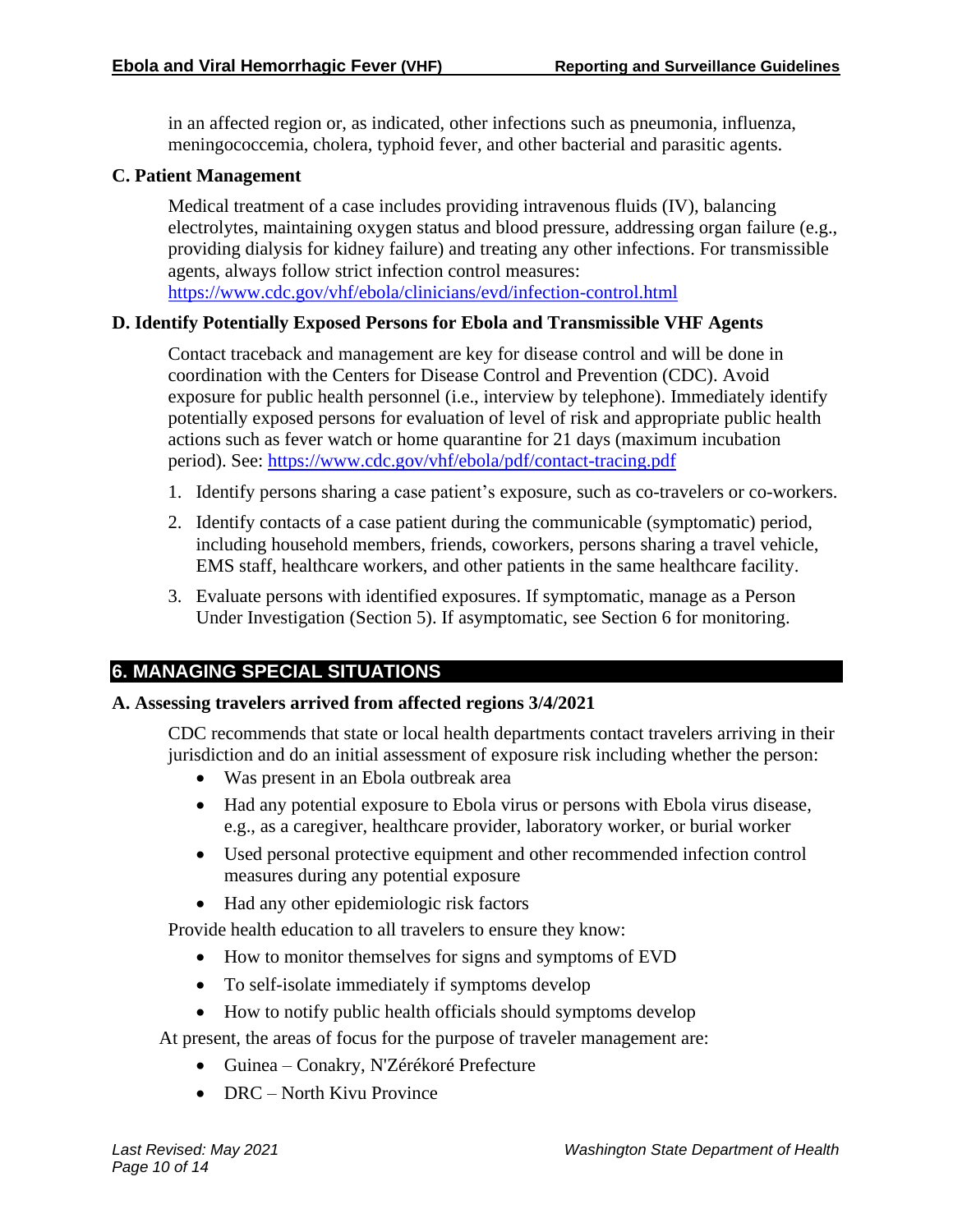in an affected region or, as indicated, other infections such as pneumonia, influenza, meningococcemia, cholera, typhoid fever, and other bacterial and parasitic agents.

### C. Patient Management

Medical treatment of a case includes providing intravenous fluids (IV), balancing electrolytes, maintaining oxygen status and blood pressure, addressing organ failure (e.g., providing dialysis for kidney failure) and treating any other infections. For transmissible agents, always follow strict infection control measures: https://www.cdc.gov/vhf/ebola/clinicians/evd/infection-control.html

### D. Identify Potentially Exposed Persons for Ebola and Transmissible VHF Agents

Contact traceback and management are key for disease control and will be done in coordination with the Centers for Disease Control and Prevention (CDC). Avoid exposure for public health personnel (i.e., interview by telephone). Immediately identify potentially exposed persons for evaluation of level of risk and appropriate public health actions such as fever watch or home quarantine for 21 days (maximum incubation period). See: https://www.cdc.gov/vhf/ebola/pdf/contact-tracing.pdf

1. Identify persons sharing a case patient's exposure, such as co-travelers or co-workers.
2. Identify contacts of a case patient during the communicable (symptomatic) period, including household members, friends, coworkers, persons sharing a travel vehicle, EMS staff, healthcare workers, and other patients in the same healthcare facility.
3. Evaluate persons with identified exposures. If symptomatic, manage as a Person Under Investigation (Section 5). If asymptomatic, see Section 6 for monitoring.

## 6. MANAGING SPECIAL SITUATIONS

### A. Assessing travelers arrived from affected regions 3/4/2021

CDC recommends that state or local health departments contact travelers arriving in their jurisdiction and do an initial assessment of exposure risk including whether the person:

- Was present in an Ebola outbreak area
- Had any potential exposure to Ebola virus or persons with Ebola virus disease, e.g., as a caregiver, healthcare provider, laboratory worker, or burial worker
- Used personal protective equipment and other recommended infection control measures during any potential exposure
- Had any other epidemiologic risk factors

Provide health education to all travelers to ensure they know:

- How to monitor themselves for signs and symptoms of EVD
- To self-isolate immediately if symptoms develop
- How to notify public health officials should symptoms develop

At present, the areas of focus for the purpose of traveler management are:

- Guinea – Conakry, N'Zérékoré Prefecture
- DRC – North Kivu Province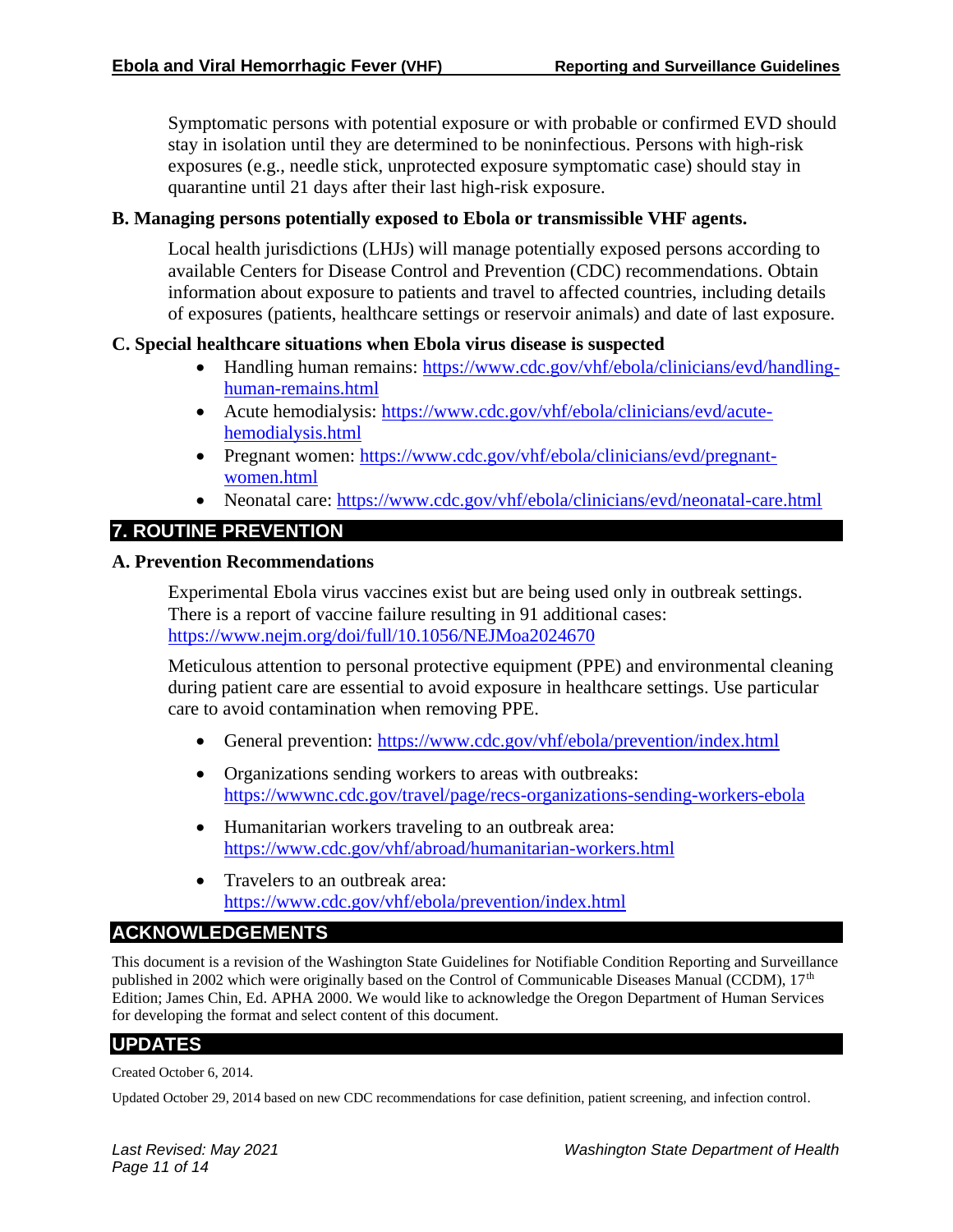Symptomatic persons with potential exposure or with probable or confirmed EVD should stay in isolation until they are determined to be noninfectious. Persons with high-risk exposures (e.g., needle stick, unprotected exposure symptomatic case) should stay in quarantine until 21 days after their last high-risk exposure.

### B. Managing persons potentially exposed to Ebola or transmissible VHF agents.

Local health jurisdictions (LHJs) will manage potentially exposed persons according to available Centers for Disease Control and Prevention (CDC) recommendations. Obtain information about exposure to patients and travel to affected countries, including details of exposures (patients, healthcare settings or reservoir animals) and date of last exposure.

### C. Special healthcare situations when Ebola virus disease is suspected

- Handling human remains: https://www.cdc.gov/vhf/ebola/clinicians/evd/handling-human-remains.html
- Acute hemodialysis: https://www.cdc.gov/vhf/ebola/clinicians/evd/acute-hemodialysis.html
- Pregnant women: https://www.cdc.gov/vhf/ebola/clinicians/evd/pregnant-women.html
- Neonatal care: https://www.cdc.gov/vhf/ebola/clinicians/evd/neonatal-care.html

## 7. ROUTINE PREVENTION

### A. Prevention Recommendations

Experimental Ebola virus vaccines exist but are being used only in outbreak settings. There is a report of vaccine failure resulting in 91 additional cases: https://www.nejm.org/doi/full/10.1056/NEJMoa2024670

Meticulous attention to personal protective equipment (PPE) and environmental cleaning during patient care are essential to avoid exposure in healthcare settings. Use particular care to avoid contamination when removing PPE.

- General prevention: https://www.cdc.gov/vhf/ebola/prevention/index.html
- Organizations sending workers to areas with outbreaks: https://wwwnc.cdc.gov/travel/page/recs-organizations-sending-workers-ebola
- Humanitarian workers traveling to an outbreak area: https://www.cdc.gov/vhf/abroad/humanitarian-workers.html
- Travelers to an outbreak area: https://www.cdc.gov/vhf/ebola/prevention/index.html

## ACKNOWLEDGEMENTS

This document is a revision of the Washington State Guidelines for Notifiable Condition Reporting and Surveillance published in 2002 which were originally based on the Control of Communicable Diseases Manual (CCDM), 17th Edition; James Chin, Ed. APHA 2000. We would like to acknowledge the Oregon Department of Human Services for developing the format and select content of this document.

## UPDATES

Created October 6, 2014.

Updated October 29, 2014 based on new CDC recommendations for case definition, patient screening, and infection control.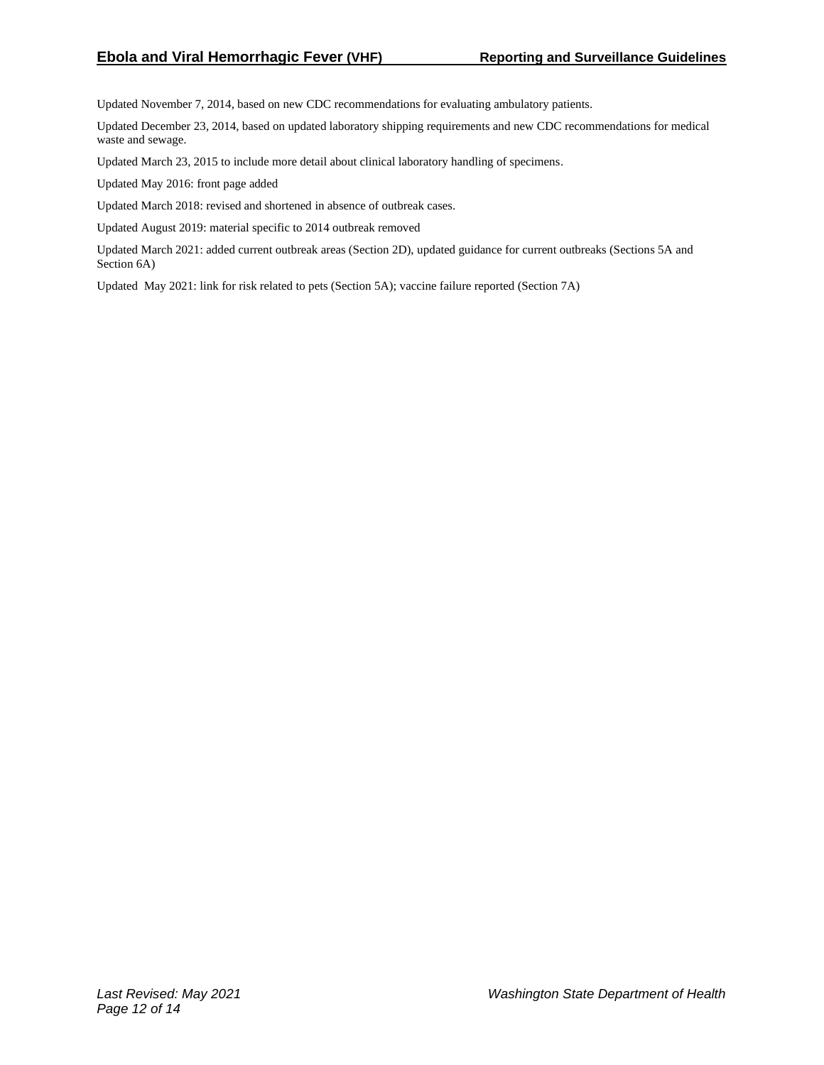Updated November 7, 2014, based on new CDC recommendations for evaluating ambulatory patients.

Updated December 23, 2014, based on updated laboratory shipping requirements and new CDC recommendations for medical waste and sewage.

Updated March 23, 2015 to include more detail about clinical laboratory handling of specimens.

Updated May 2016: front page added

Updated March 2018: revised and shortened in absence of outbreak cases.

Updated August 2019: material specific to 2014 outbreak removed

Updated March 2021: added current outbreak areas (Section 2D), updated guidance for current outbreaks (Sections 5A and Section 6A)

Updated May 2021: link for risk related to pets (Section 5A); vaccine failure reported (Section 7A)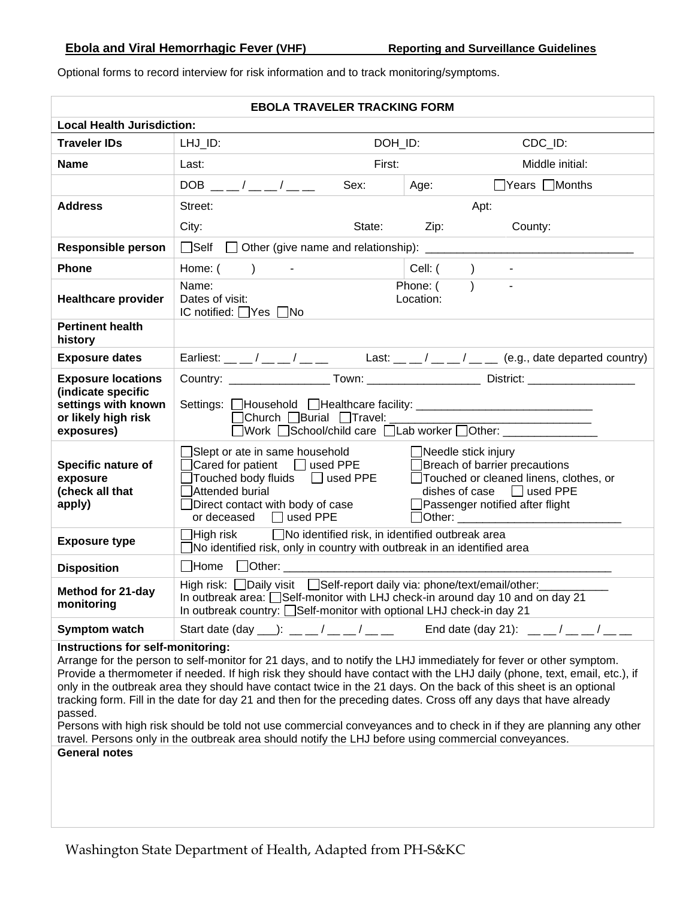**Ebola and Viral Hemorrhagic Fever (VHF) Reporting and Surveillance Guidelines**

Optional forms to record interview for risk information and to track monitoring/symptoms.

| EBOLA TRAVELER TRACKING FORM | | | |
|---|---|---|---|
| **Local Health Jurisdiction:** | | | |
| **Traveler IDs** | LHJ_ID: | DOH_ID: | CDC_ID: |
| **Name** | Last: | First: | Middle initial: |
| | DOB __ __ / __ __ / __ __ Sex: | Age: | ☐Years ☐Months |
| **Address** | Street: | | Apt: |
| | City: State: | Zip: | County: |
| **Responsible person** | ☐Self ☐ Other (give name and relationship): _______________________________ | | |
| **Phone** | Home: ( ) - | Cell: ( ) - | |
| **Healthcare provider** | Name:<br>Dates of visit:<br>IC notified: ☐Yes ☐No | Phone: ( ) -<br>Location: | |
| **Pertinent health history** | | | |
| **Exposure dates** | Earliest: __ __ / __ __ / __ __ Last: __ __ / __ __ / __ __ (e.g., date departed country) | | |
| **Exposure locations (indicate specific settings with known or likely high risk exposures)** | Country: _______________ Town: _________________ District: ________________<br>Settings: ☐Household ☐Healthcare facility: ___________________________<br>☐Church ☐Burial ☐Travel: _____________________________<br>☐Work ☐School/child care ☐Lab worker ☐Other: ______________ | | |
| **Specific nature of exposure (check all that apply)** | ☐Slept or ate in same household<br>☐Cared for patient ☐ used PPE<br>☐Touched body fluids ☐ used PPE<br>☐Attended burial<br>☐Direct contact with body of case or deceased ☐ used PPE | ☐Needle stick injury<br>☐Breach of barrier precautions<br>☐Touched or cleaned linens, clothes, or dishes of case ☐ used PPE<br>☐Passenger notified after flight<br>☐Other: _________________________ | |
| **Exposure type** | ☐High risk ☐No identified risk, in identified outbreak area<br>☐No identified risk, only in country with outbreak in an identified area | | |
| **Disposition** | ☐Home ☐Other: ____________________________________________________ | | |
| **Method for 21-day monitoring** | High risk: ☐Daily visit ☐Self-report daily via: phone/text/email/other:___________<br>In outbreak area: ☐Self-monitor with LHJ check-in around day 10 and on day 21<br>In outbreak country: ☐Self-monitor with optional LHJ check-in day 21 | | |
| **Symptom watch** | Start date (day ___): __ __ / __ __ / __ __ End date (day 21): __ __ / __ __ / __ __ | | |

**Instructions for self-monitoring:**
Arrange for the person to self-monitor for 21 days, and to notify the LHJ immediately for fever or other symptom. Provide a thermometer if needed. If high risk they should have contact with the LHJ daily (phone, text, email, etc.), if only in the outbreak area they should have contact twice in the 21 days. On the back of this sheet is an optional tracking form. Fill in the date for day 21 and then for the preceding dates. Cross off any days that have already passed.
Persons with high risk should be told not use commercial conveyances and to check in if they are planning any other travel. Persons only in the outbreak area should notify the LHJ before using commercial conveyances.

**General notes**

Washington State Department of Health, Adapted from PH-S&KC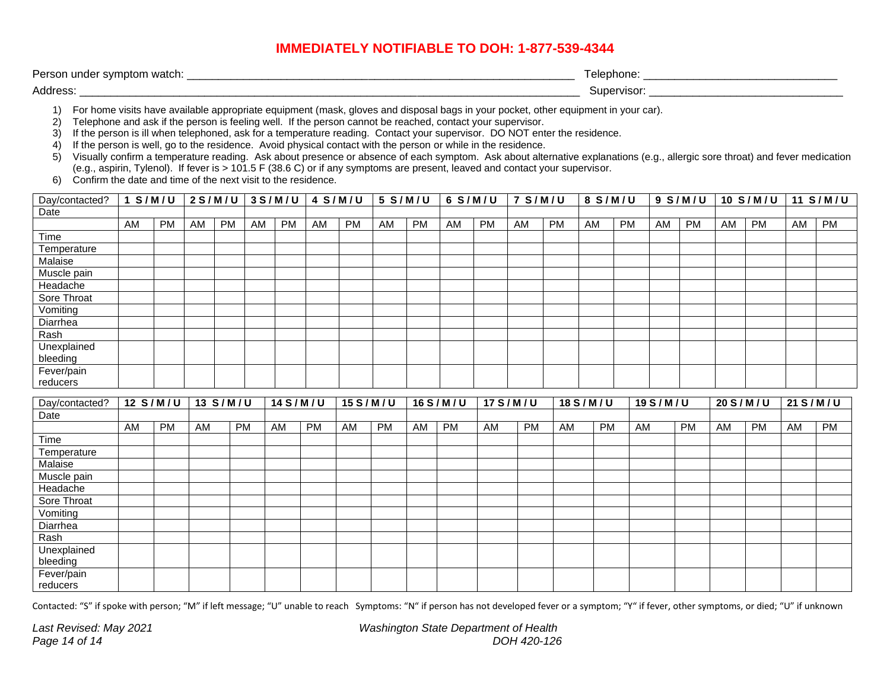# IMMEDIATELY NOTIFIABLE TO DOH: 1-877-539-4344

Person under symptom watch: ______________________________________________________________ Telephone: ______________________________

Address: ________________________________________________________________________________ Supervisor: ______________________________

1) For home visits have available appropriate equipment (mask, gloves and disposal bags in your pocket, other equipment in your car).
2) Telephone and ask if the person is feeling well. If the person cannot be reached, contact your supervisor.
3) If the person is ill when telephoned, ask for a temperature reading. Contact your supervisor. DO NOT enter the residence.
4) If the person is well, go to the residence. Avoid physical contact with the person or while in the residence.
5) Visually confirm a temperature reading. Ask about presence or absence of each symptom. Ask about alternative explanations (e.g., allergic sore throat) and fever medication (e.g., aspirin, Tylenol). If fever is > 101.5 F (38.6 C) or if any symptoms are present, leaved and contact your supervisor.
6) Confirm the date and time of the next visit to the residence.

| Day/contacted? | **1 S / M / U** | | **2 S / M / U** | | **3 S / M / U** | | **4 S / M / U** | | **5 S / M / U** | | **6 S / M / U** | | **7 S / M / U** | | **8 S / M / U** | | **9 S / M / U** | | **10 S / M / U** | | **11 S / M / U** | |
|---|---|---|---|---|---|---|---|---|---|---|---|---|---|---|---|---|---|---|---|---|---|---|
| Date | | | | | | | | | | | | | | | | | | | | | | |
| | AM | PM | AM | PM | AM | PM | AM | PM | AM | PM | AM | PM | AM | PM | AM | PM | AM | PM | AM | PM | AM | PM |
| Time | | | | | | | | | | | | | | | | | | | | | | |
| Temperature | | | | | | | | | | | | | | | | | | | | | | |
| Malaise | | | | | | | | | | | | | | | | | | | | | | |
| Muscle pain | | | | | | | | | | | | | | | | | | | | | | |
| Headache | | | | | | | | | | | | | | | | | | | | | | |
| Sore Throat | | | | | | | | | | | | | | | | | | | | | | |
| Vomiting | | | | | | | | | | | | | | | | | | | | | | |
| Diarrhea | | | | | | | | | | | | | | | | | | | | | | |
| Rash | | | | | | | | | | | | | | | | | | | | | | |
| Unexplained bleeding | | | | | | | | | | | | | | | | | | | | | | |
| Fever/pain reducers | | | | | | | | | | | | | | | | | | | | | | |

| Day/contacted? | **12 S / M / U** | | **13 S / M / U** | | **14 S / M / U** | | **15 S / M / U** | | **16 S / M / U** | | **17 S / M / U** | | **18 S / M / U** | | **19 S / M / U** | | **20 S / M / U** | | **21 S / M / U** | |
|---|---|---|---|---|---|---|---|---|---|---|---|---|---|---|---|---|---|---|---|---|
| Date | | | | | | | | | | | | | | | | | | | | |
| | AM | PM | AM | PM | AM | PM | AM | PM | AM | PM | AM | PM | AM | PM | AM | PM | AM | PM | AM | PM |
| Time | | | | | | | | | | | | | | | | | | | | |
| Temperature | | | | | | | | | | | | | | | | | | | | |
| Malaise | | | | | | | | | | | | | | | | | | | | |
| Muscle pain | | | | | | | | | | | | | | | | | | | | |
| Headache | | | | | | | | | | | | | | | | | | | | |
| Sore Throat | | | | | | | | | | | | | | | | | | | | |
| Vomiting | | | | | | | | | | | | | | | | | | | | |
| Diarrhea | | | | | | | | | | | | | | | | | | | | |
| Rash | | | | | | | | | | | | | | | | | | | | |
| Unexplained bleeding | | | | | | | | | | | | | | | | | | | | |
| Fever/pain reducers | | | | | | | | | | | | | | | | | | | | |

Contacted: "S" if spoke with person; "M" if left message; "U" unable to reach Symptoms: "N" if person has not developed fever or a symptom; "Y" if fever, other symptoms, or died; "U" if unknown

*Last Revised: May 2021*

*Washington State Department of Health*

*DOH 420-126*